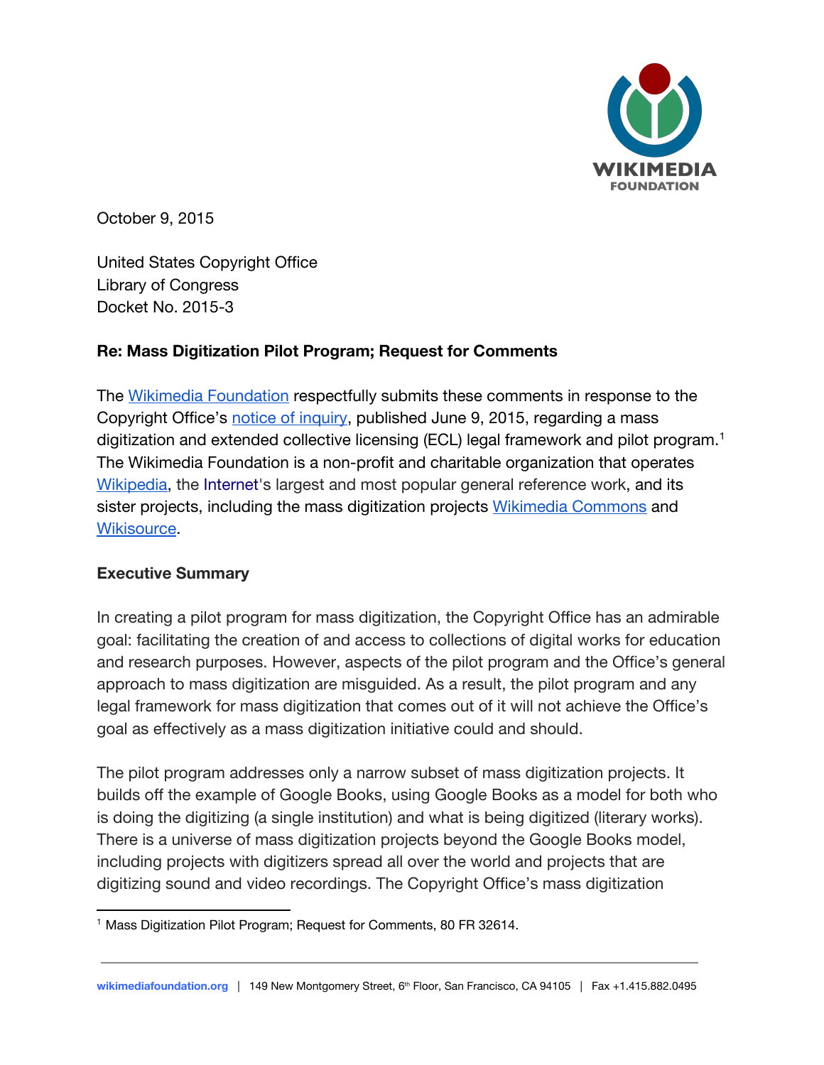October 9, 2015

United States Copyright Office
Library of Congress
Docket No. 2015-3

**Re: Mass Digitization Pilot Program; Request for Comments**

The Wikimedia Foundation respectfully submits these comments in response to the Copyright Office's notice of inquiry, published June 9, 2015, regarding a mass digitization and extended collective licensing (ECL) legal framework and pilot program.[1] The Wikimedia Foundation is a non-profit and charitable organization that operates Wikipedia, the Internet's largest and most popular general reference work, and its sister projects, including the mass digitization projects Wikimedia Commons and Wikisource.

**Executive Summary**

In creating a pilot program for mass digitization, the Copyright Office has an admirable goal: facilitating the creation of and access to collections of digital works for education and research purposes. However, aspects of the pilot program and the Office's general approach to mass digitization are misguided. As a result, the pilot program and any legal framework for mass digitization that comes out of it will not achieve the Office's goal as effectively as a mass digitization initiative could and should.

The pilot program addresses only a narrow subset of mass digitization projects. It builds off the example of Google Books, using Google Books as a model for both who is doing the digitizing (a single institution) and what is being digitized (literary works). There is a universe of mass digitization projects beyond the Google Books model, including projects with digitizers spread all over the world and projects that are digitizing sound and video recordings. The Copyright Office's mass digitization

[1] Mass Digitization Pilot Program; Request for Comments, 80 FR 32614.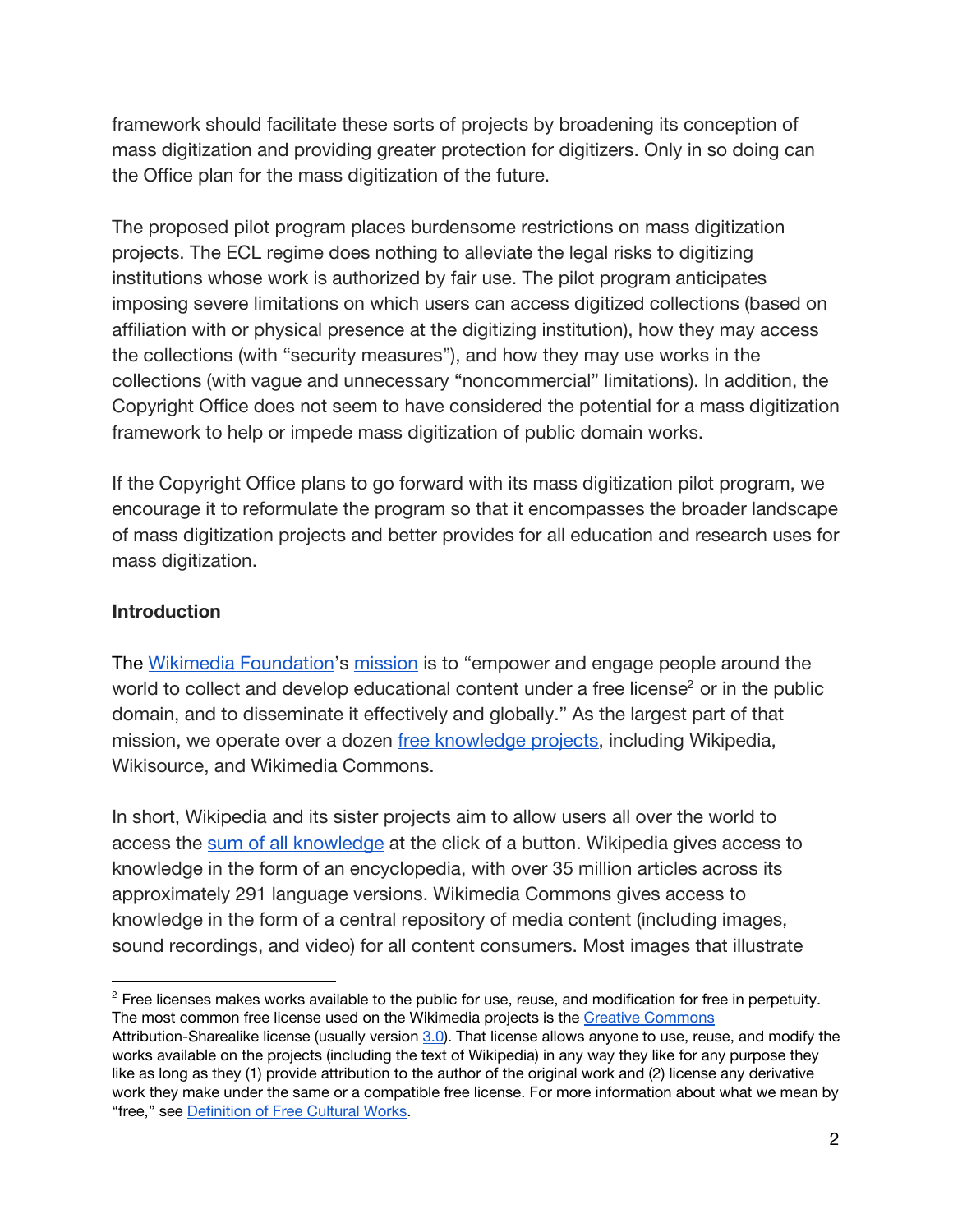framework should facilitate these sorts of projects by broadening its conception of mass digitization and providing greater protection for digitizers. Only in so doing can the Office plan for the mass digitization of the future.

The proposed pilot program places burdensome restrictions on mass digitization projects. The ECL regime does nothing to alleviate the legal risks to digitizing institutions whose work is authorized by fair use. The pilot program anticipates imposing severe limitations on which users can access digitized collections (based on affiliation with or physical presence at the digitizing institution), how they may access the collections (with "security measures"), and how they may use works in the collections (with vague and unnecessary "noncommercial" limitations). In addition, the Copyright Office does not seem to have considered the potential for a mass digitization framework to help or impede mass digitization of public domain works.

If the Copyright Office plans to go forward with its mass digitization pilot program, we encourage it to reformulate the program so that it encompasses the broader landscape of mass digitization projects and better provides for all education and research uses for mass digitization.

**Introduction**

The Wikimedia Foundation's mission is to "empower and engage people around the world to collect and develop educational content under a free license[2] or in the public domain, and to disseminate it effectively and globally." As the largest part of that mission, we operate over a dozen free knowledge projects, including Wikipedia, Wikisource, and Wikimedia Commons.

In short, Wikipedia and its sister projects aim to allow users all over the world to access the sum of all knowledge at the click of a button. Wikipedia gives access to knowledge in the form of an encyclopedia, with over 35 million articles across its approximately 291 language versions. Wikimedia Commons gives access to knowledge in the form of a central repository of media content (including images, sound recordings, and video) for all content consumers. Most images that illustrate

---

[2] Free licenses makes works available to the public for use, reuse, and modification for free in perpetuity. The most common free license used on the Wikimedia projects is the Creative Commons Attribution-Sharealike license (usually version 3.0). That license allows anyone to use, reuse, and modify the works available on the projects (including the text of Wikipedia) in any way they like for any purpose they like as long as they (1) provide attribution to the author of the original work and (2) license any derivative work they make under the same or a compatible free license. For more information about what we mean by "free," see Definition of Free Cultural Works.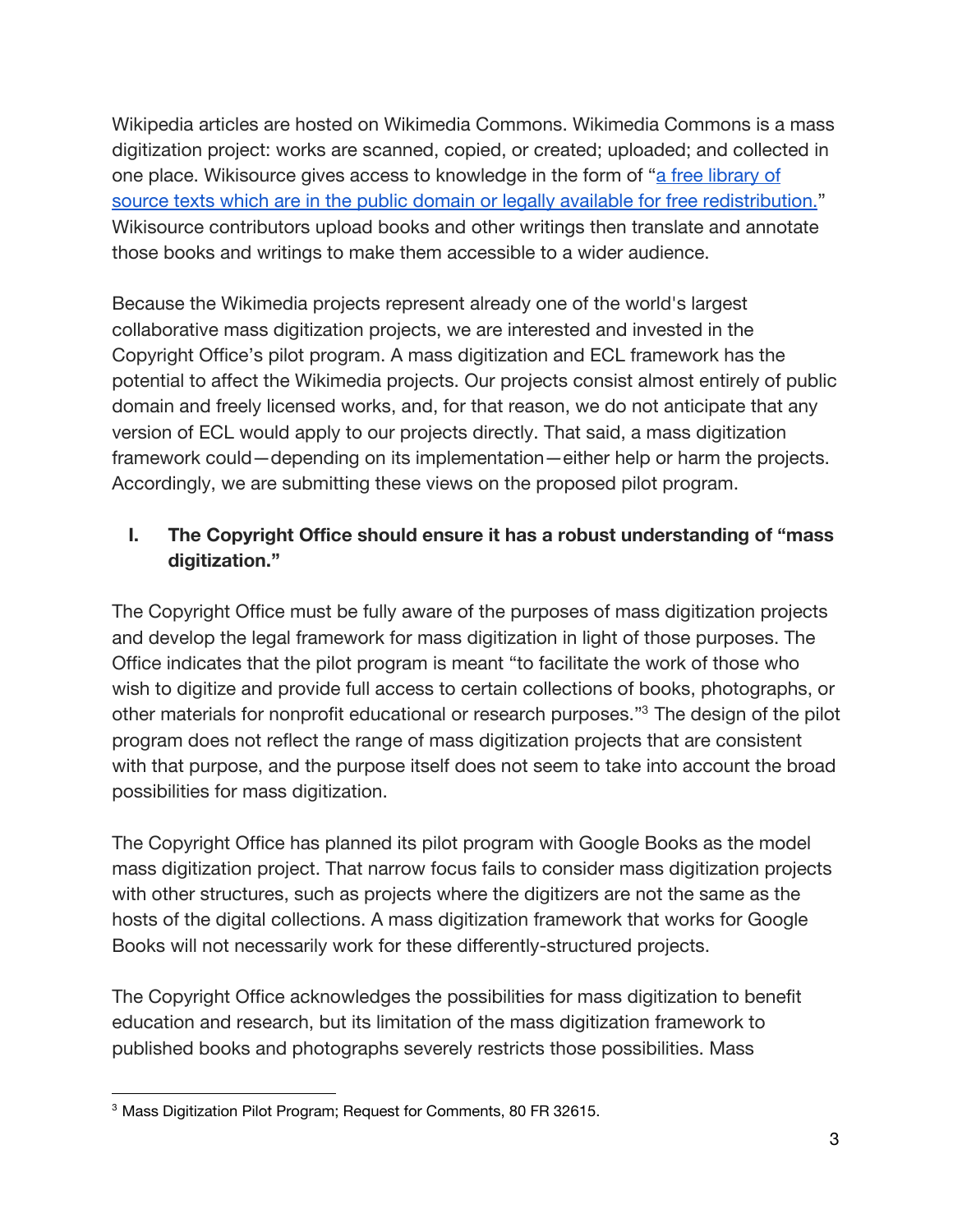Wikipedia articles are hosted on Wikimedia Commons. Wikimedia Commons is a mass digitization project: works are scanned, copied, or created; uploaded; and collected in one place. Wikisource gives access to knowledge in the form of "a free library of source texts which are in the public domain or legally available for free redistribution." Wikisource contributors upload books and other writings then translate and annotate those books and writings to make them accessible to a wider audience.

Because the Wikimedia projects represent already one of the world's largest collaborative mass digitization projects, we are interested and invested in the Copyright Office's pilot program. A mass digitization and ECL framework has the potential to affect the Wikimedia projects. Our projects consist almost entirely of public domain and freely licensed works, and, for that reason, we do not anticipate that any version of ECL would apply to our projects directly. That said, a mass digitization framework could—depending on its implementation—either help or harm the projects. Accordingly, we are submitting these views on the proposed pilot program.

## I. The Copyright Office should ensure it has a robust understanding of "mass digitization."

The Copyright Office must be fully aware of the purposes of mass digitization projects and develop the legal framework for mass digitization in light of those purposes. The Office indicates that the pilot program is meant "to facilitate the work of those who wish to digitize and provide full access to certain collections of books, photographs, or other materials for nonprofit educational or research purposes."[3] The design of the pilot program does not reflect the range of mass digitization projects that are consistent with that purpose, and the purpose itself does not seem to take into account the broad possibilities for mass digitization.

The Copyright Office has planned its pilot program with Google Books as the model mass digitization project. That narrow focus fails to consider mass digitization projects with other structures, such as projects where the digitizers are not the same as the hosts of the digital collections. A mass digitization framework that works for Google Books will not necessarily work for these differently-structured projects.

The Copyright Office acknowledges the possibilities for mass digitization to benefit education and research, but its limitation of the mass digitization framework to published books and photographs severely restricts those possibilities. Mass

---

[3] Mass Digitization Pilot Program; Request for Comments, 80 FR 32615.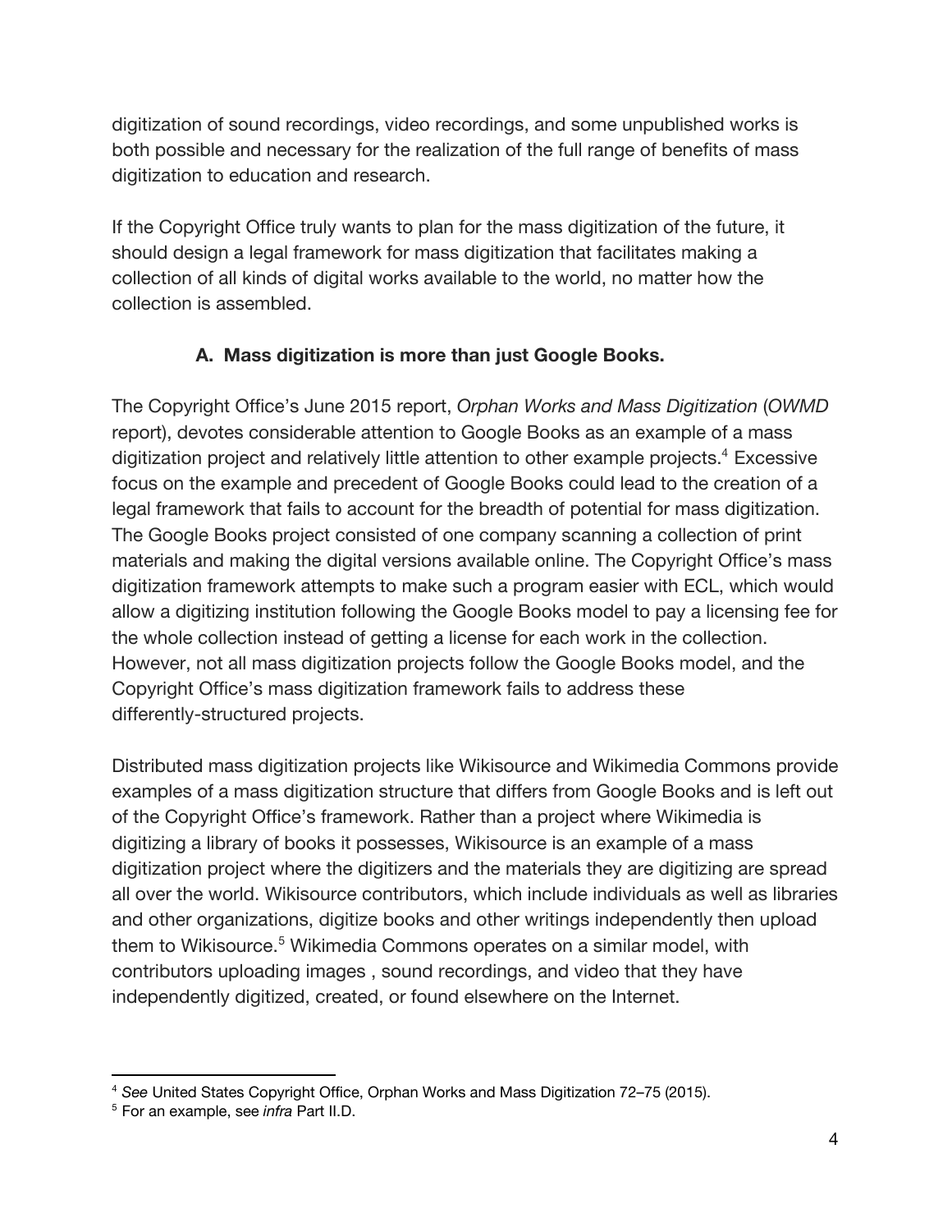digitization of sound recordings, video recordings, and some unpublished works is both possible and necessary for the realization of the full range of benefits of mass digitization to education and research.

If the Copyright Office truly wants to plan for the mass digitization of the future, it should design a legal framework for mass digitization that facilitates making a collection of all kinds of digital works available to the world, no matter how the collection is assembled.

### A. Mass digitization is more than just Google Books.

The Copyright Office's June 2015 report, *Orphan Works and Mass Digitization* (*OWMD* report), devotes considerable attention to Google Books as an example of a mass digitization project and relatively little attention to other example projects.[4] Excessive focus on the example and precedent of Google Books could lead to the creation of a legal framework that fails to account for the breadth of potential for mass digitization. The Google Books project consisted of one company scanning a collection of print materials and making the digital versions available online. The Copyright Office's mass digitization framework attempts to make such a program easier with ECL, which would allow a digitizing institution following the Google Books model to pay a licensing fee for the whole collection instead of getting a license for each work in the collection. However, not all mass digitization projects follow the Google Books model, and the Copyright Office's mass digitization framework fails to address these differently-structured projects.

Distributed mass digitization projects like Wikisource and Wikimedia Commons provide examples of a mass digitization structure that differs from Google Books and is left out of the Copyright Office's framework. Rather than a project where Wikimedia is digitizing a library of books it possesses, Wikisource is an example of a mass digitization project where the digitizers and the materials they are digitizing are spread all over the world. Wikisource contributors, which include individuals as well as libraries and other organizations, digitize books and other writings independently then upload them to Wikisource.[5] Wikimedia Commons operates on a similar model, with contributors uploading images , sound recordings, and video that they have independently digitized, created, or found elsewhere on the Internet.

---

[4] *See* United States Copyright Office, Orphan Works and Mass Digitization 72–75 (2015).

[5] For an example, see *infra* Part II.D.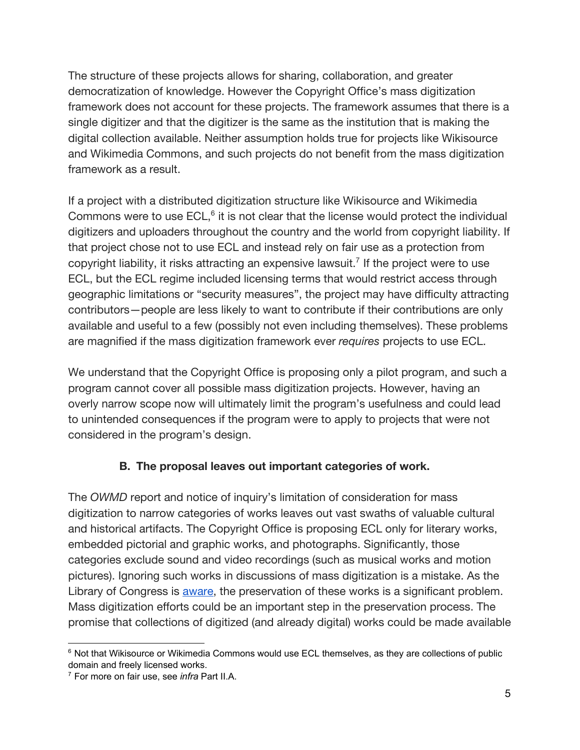The structure of these projects allows for sharing, collaboration, and greater democratization of knowledge. However the Copyright Office's mass digitization framework does not account for these projects. The framework assumes that there is a single digitizer and that the digitizer is the same as the institution that is making the digital collection available. Neither assumption holds true for projects like Wikisource and Wikimedia Commons, and such projects do not benefit from the mass digitization framework as a result.

If a project with a distributed digitization structure like Wikisource and Wikimedia Commons were to use ECL,[6] it is not clear that the license would protect the individual digitizers and uploaders throughout the country and the world from copyright liability. If that project chose not to use ECL and instead rely on fair use as a protection from copyright liability, it risks attracting an expensive lawsuit.[7] If the project were to use ECL, but the ECL regime included licensing terms that would restrict access through geographic limitations or "security measures", the project may have difficulty attracting contributors—people are less likely to want to contribute if their contributions are only available and useful to a few (possibly not even including themselves). These problems are magnified if the mass digitization framework ever *requires* projects to use ECL.

We understand that the Copyright Office is proposing only a pilot program, and such a program cannot cover all possible mass digitization projects. However, having an overly narrow scope now will ultimately limit the program's usefulness and could lead to unintended consequences if the program were to apply to projects that were not considered in the program's design.

### B. The proposal leaves out important categories of work.

The *OWMD* report and notice of inquiry's limitation of consideration for mass digitization to narrow categories of works leaves out vast swaths of valuable cultural and historical artifacts. The Copyright Office is proposing ECL only for literary works, embedded pictorial and graphic works, and photographs. Significantly, those categories exclude sound and video recordings (such as musical works and motion pictures). Ignoring such works in discussions of mass digitization is a mistake. As the Library of Congress is aware, the preservation of these works is a significant problem. Mass digitization efforts could be an important step in the preservation process. The promise that collections of digitized (and already digital) works could be made available

[6] Not that Wikisource or Wikimedia Commons would use ECL themselves, as they are collections of public domain and freely licensed works.

[7] For more on fair use, see *infra* Part II.A.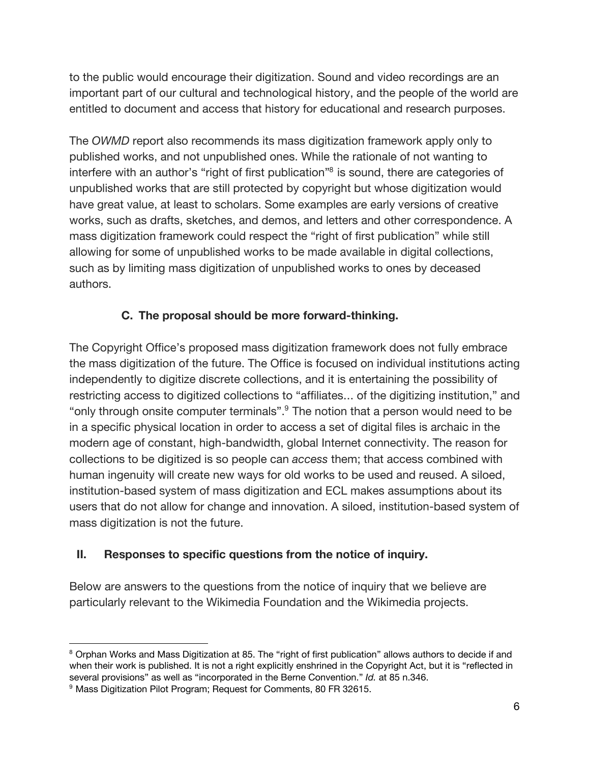to the public would encourage their digitization. Sound and video recordings are an important part of our cultural and technological history, and the people of the world are entitled to document and access that history for educational and research purposes.

The *OWMD* report also recommends its mass digitization framework apply only to published works, and not unpublished ones. While the rationale of not wanting to interfere with an author's "right of first publication"[8] is sound, there are categories of unpublished works that are still protected by copyright but whose digitization would have great value, at least to scholars. Some examples are early versions of creative works, such as drafts, sketches, and demos, and letters and other correspondence. A mass digitization framework could respect the "right of first publication" while still allowing for some of unpublished works to be made available in digital collections, such as by limiting mass digitization of unpublished works to ones by deceased authors.

### C. The proposal should be more forward-thinking.

The Copyright Office's proposed mass digitization framework does not fully embrace the mass digitization of the future. The Office is focused on individual institutions acting independently to digitize discrete collections, and it is entertaining the possibility of restricting access to digitized collections to "affiliates... of the digitizing institution," and "only through onsite computer terminals".[9] The notion that a person would need to be in a specific physical location in order to access a set of digital files is archaic in the modern age of constant, high-bandwidth, global Internet connectivity. The reason for collections to be digitized is so people can *access* them; that access combined with human ingenuity will create new ways for old works to be used and reused. A siloed, institution-based system of mass digitization and ECL makes assumptions about its users that do not allow for change and innovation. A siloed, institution-based system of mass digitization is not the future.

## II. Responses to specific questions from the notice of inquiry.

Below are answers to the questions from the notice of inquiry that we believe are particularly relevant to the Wikimedia Foundation and the Wikimedia projects.

---

[8] Orphan Works and Mass Digitization at 85. The "right of first publication" allows authors to decide if and when their work is published. It is not a right explicitly enshrined in the Copyright Act, but it is "reflected in several provisions" as well as "incorporated in the Berne Convention." *Id.* at 85 n.346.

[9] Mass Digitization Pilot Program; Request for Comments, 80 FR 32615.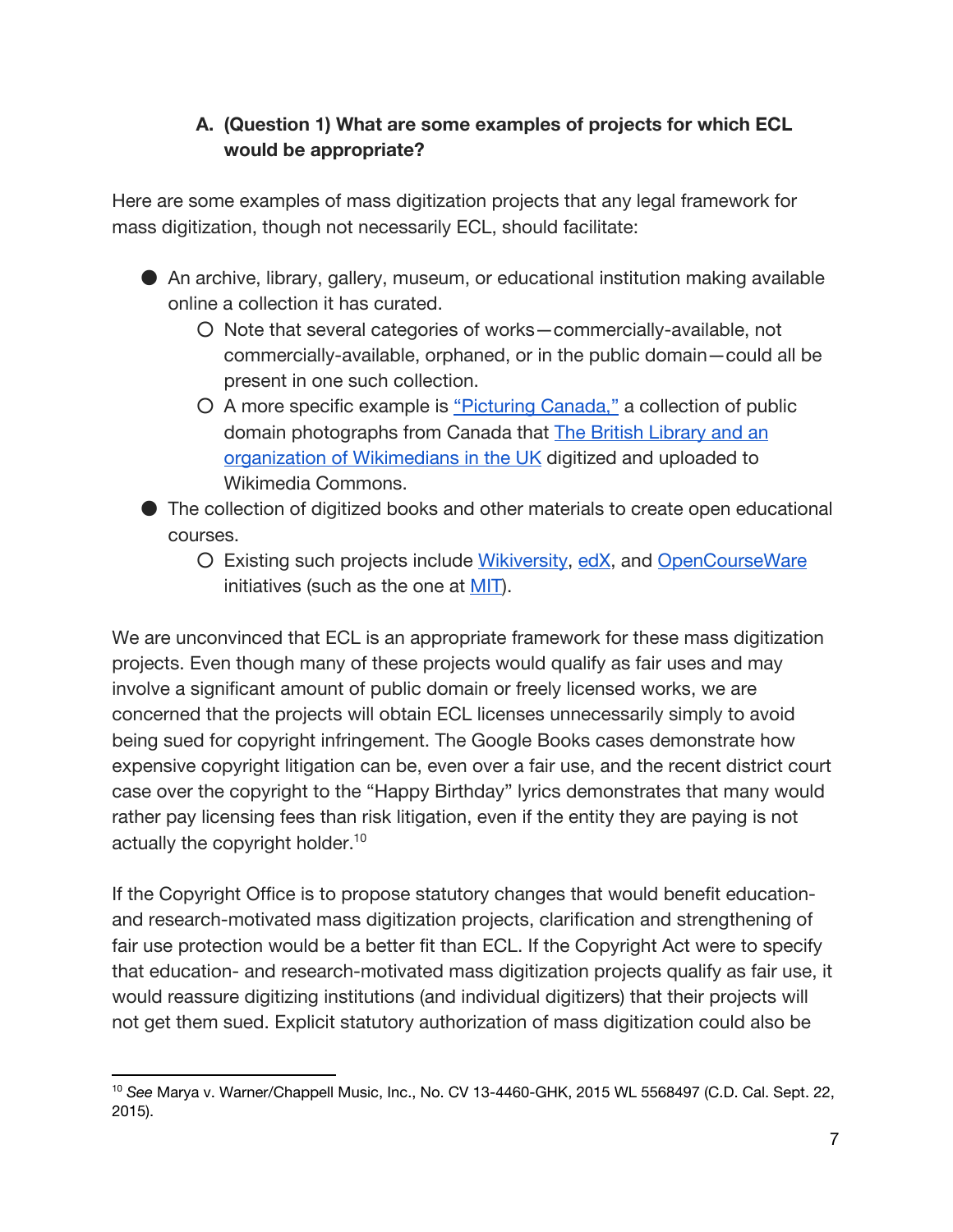### A. (Question 1) What are some examples of projects for which ECL would be appropriate?

Here are some examples of mass digitization projects that any legal framework for mass digitization, though not necessarily ECL, should facilitate:

- An archive, library, gallery, museum, or educational institution making available online a collection it has curated.
  - Note that several categories of works—commercially-available, not commercially-available, orphaned, or in the public domain—could all be present in one such collection.
  - A more specific example is "Picturing Canada," a collection of public domain photographs from Canada that The British Library and an organization of Wikimedians in the UK digitized and uploaded to Wikimedia Commons.
- The collection of digitized books and other materials to create open educational courses.
  - Existing such projects include Wikiversity, edX, and OpenCourseWare initiatives (such as the one at MIT).

We are unconvinced that ECL is an appropriate framework for these mass digitization projects. Even though many of these projects would qualify as fair uses and may involve a significant amount of public domain or freely licensed works, we are concerned that the projects will obtain ECL licenses unnecessarily simply to avoid being sued for copyright infringement. The Google Books cases demonstrate how expensive copyright litigation can be, even over a fair use, and the recent district court case over the copyright to the "Happy Birthday" lyrics demonstrates that many would rather pay licensing fees than risk litigation, even if the entity they are paying is not actually the copyright holder.[10]

If the Copyright Office is to propose statutory changes that would benefit education- and research-motivated mass digitization projects, clarification and strengthening of fair use protection would be a better fit than ECL. If the Copyright Act were to specify that education- and research-motivated mass digitization projects qualify as fair use, it would reassure digitizing institutions (and individual digitizers) that their projects will not get them sued. Explicit statutory authorization of mass digitization could also be

[10] *See* Marya v. Warner/Chappell Music, Inc., No. CV 13-4460-GHK, 2015 WL 5568497 (C.D. Cal. Sept. 22, 2015).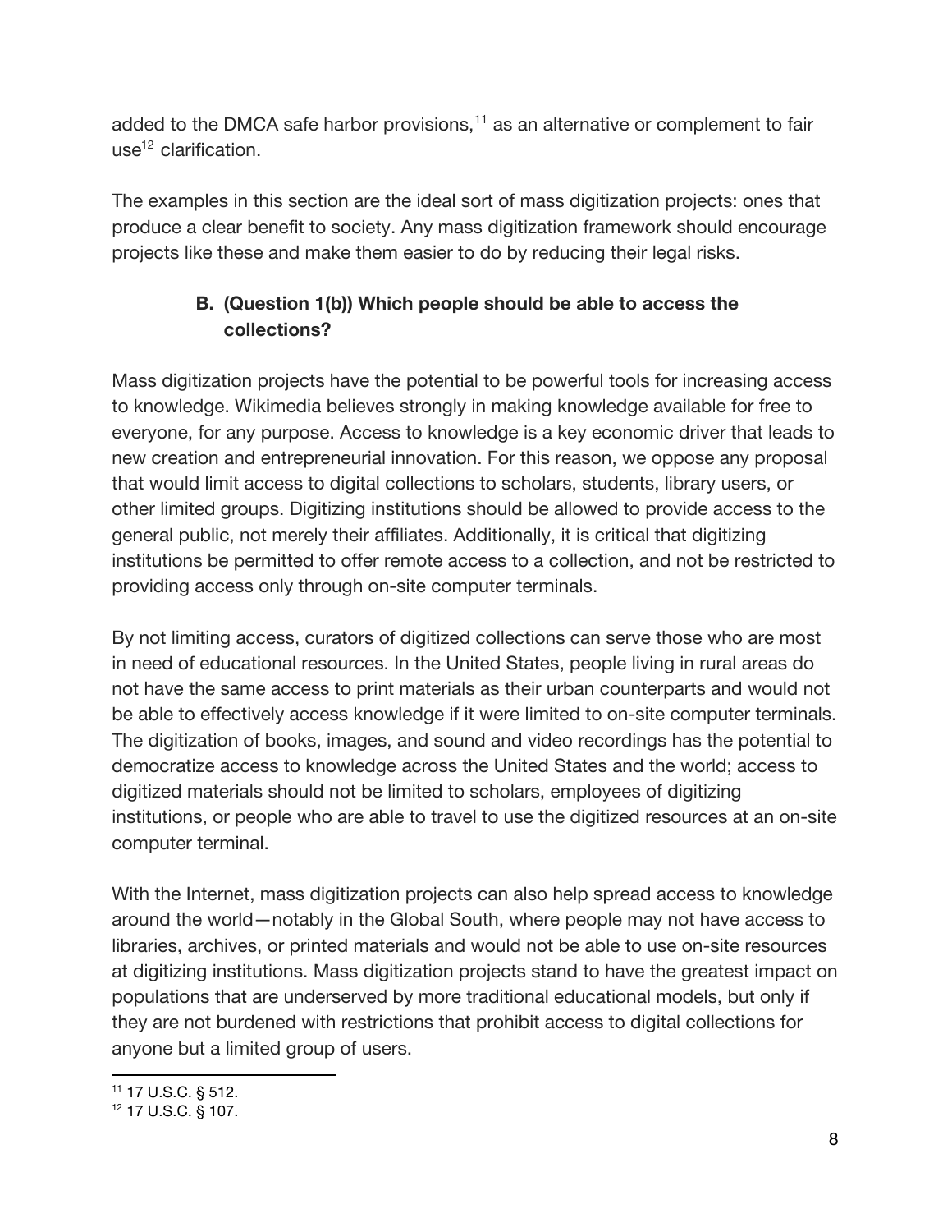added to the DMCA safe harbor provisions,[11] as an alternative or complement to fair use[12] clarification.

The examples in this section are the ideal sort of mass digitization projects: ones that produce a clear benefit to society. Any mass digitization framework should encourage projects like these and make them easier to do by reducing their legal risks.

### B. (Question 1(b)) Which people should be able to access the collections?

Mass digitization projects have the potential to be powerful tools for increasing access to knowledge. Wikimedia believes strongly in making knowledge available for free to everyone, for any purpose. Access to knowledge is a key economic driver that leads to new creation and entrepreneurial innovation. For this reason, we oppose any proposal that would limit access to digital collections to scholars, students, library users, or other limited groups. Digitizing institutions should be allowed to provide access to the general public, not merely their affiliates. Additionally, it is critical that digitizing institutions be permitted to offer remote access to a collection, and not be restricted to providing access only through on-site computer terminals.

By not limiting access, curators of digitized collections can serve those who are most in need of educational resources. In the United States, people living in rural areas do not have the same access to print materials as their urban counterparts and would not be able to effectively access knowledge if it were limited to on-site computer terminals. The digitization of books, images, and sound and video recordings has the potential to democratize access to knowledge across the United States and the world; access to digitized materials should not be limited to scholars, employees of digitizing institutions, or people who are able to travel to use the digitized resources at an on-site computer terminal.

With the Internet, mass digitization projects can also help spread access to knowledge around the world—notably in the Global South, where people may not have access to libraries, archives, or printed materials and would not be able to use on-site resources at digitizing institutions. Mass digitization projects stand to have the greatest impact on populations that are underserved by more traditional educational models, but only if they are not burdened with restrictions that prohibit access to digital collections for anyone but a limited group of users.

---

[11] 17 U.S.C. § 512.

[12] 17 U.S.C. § 107.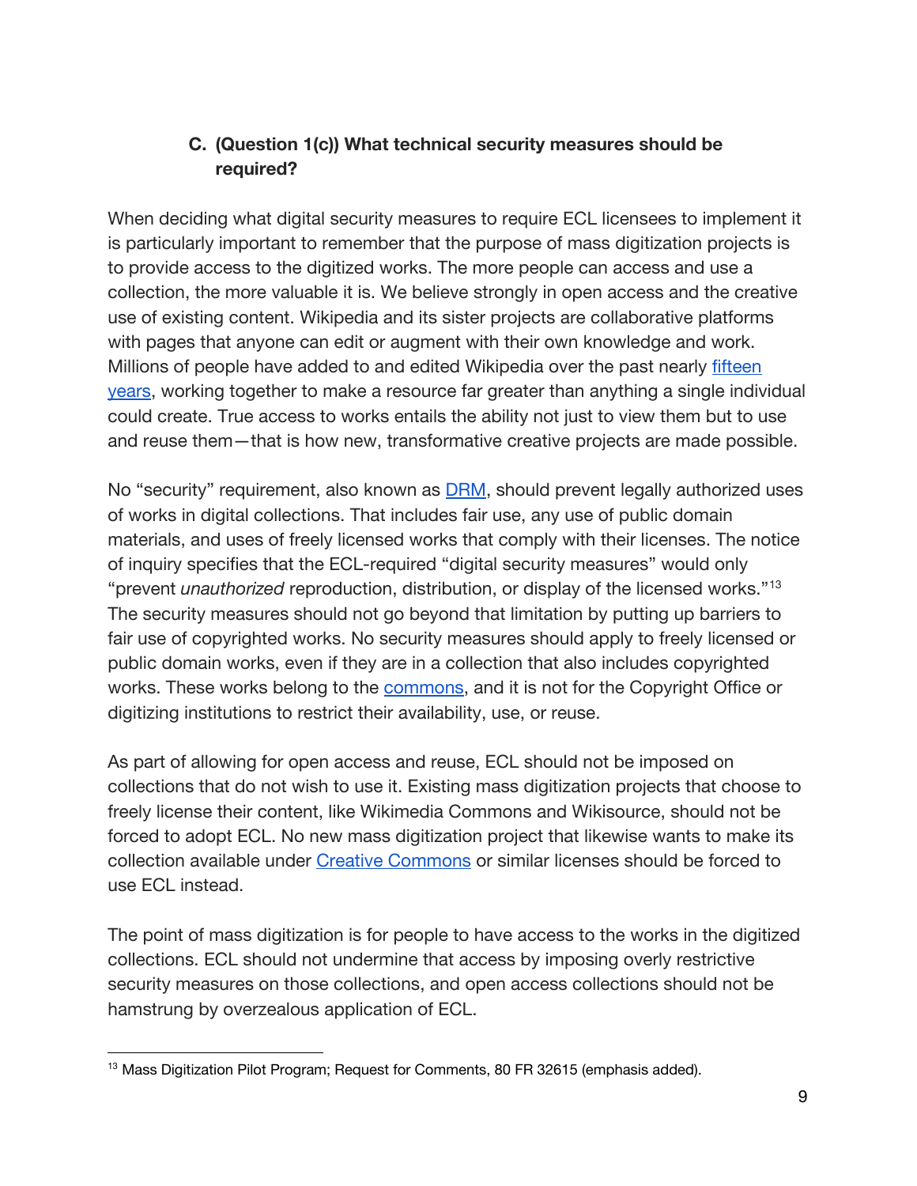### C. (Question 1(c)) What technical security measures should be required?

When deciding what digital security measures to require ECL licensees to implement it is particularly important to remember that the purpose of mass digitization projects is to provide access to the digitized works. The more people can access and use a collection, the more valuable it is. We believe strongly in open access and the creative use of existing content. Wikipedia and its sister projects are collaborative platforms with pages that anyone can edit or augment with their own knowledge and work. Millions of people have added to and edited Wikipedia over the past nearly fifteen years, working together to make a resource far greater than anything a single individual could create. True access to works entails the ability not just to view them but to use and reuse them—that is how new, transformative creative projects are made possible.

No "security" requirement, also known as DRM, should prevent legally authorized uses of works in digital collections. That includes fair use, any use of public domain materials, and uses of freely licensed works that comply with their licenses. The notice of inquiry specifies that the ECL-required "digital security measures" would only "prevent *unauthorized* reproduction, distribution, or display of the licensed works."[13] The security measures should not go beyond that limitation by putting up barriers to fair use of copyrighted works. No security measures should apply to freely licensed or public domain works, even if they are in a collection that also includes copyrighted works. These works belong to the commons, and it is not for the Copyright Office or digitizing institutions to restrict their availability, use, or reuse.

As part of allowing for open access and reuse, ECL should not be imposed on collections that do not wish to use it. Existing mass digitization projects that choose to freely license their content, like Wikimedia Commons and Wikisource, should not be forced to adopt ECL. No new mass digitization project that likewise wants to make its collection available under Creative Commons or similar licenses should be forced to use ECL instead.

The point of mass digitization is for people to have access to the works in the digitized collections. ECL should not undermine that access by imposing overly restrictive security measures on those collections, and open access collections should not be hamstrung by overzealous application of ECL.

---

[13] Mass Digitization Pilot Program; Request for Comments, 80 FR 32615 (emphasis added).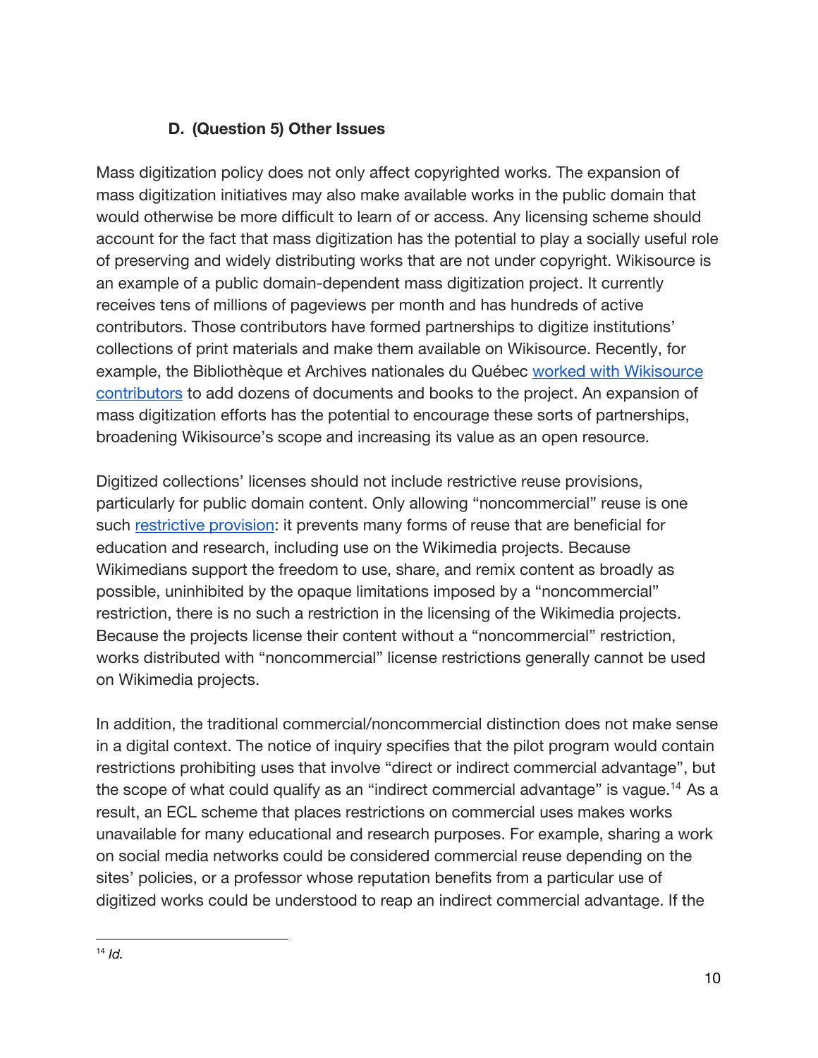### D. (Question 5) Other Issues

Mass digitization policy does not only affect copyrighted works. The expansion of mass digitization initiatives may also make available works in the public domain that would otherwise be more difficult to learn of or access. Any licensing scheme should account for the fact that mass digitization has the potential to play a socially useful role of preserving and widely distributing works that are not under copyright. Wikisource is an example of a public domain-dependent mass digitization project. It currently receives tens of millions of pageviews per month and has hundreds of active contributors. Those contributors have formed partnerships to digitize institutions' collections of print materials and make them available on Wikisource. Recently, for example, the Bibliothèque et Archives nationales du Québec worked with Wikisource contributors to add dozens of documents and books to the project. An expansion of mass digitization efforts has the potential to encourage these sorts of partnerships, broadening Wikisource's scope and increasing its value as an open resource.

Digitized collections' licenses should not include restrictive reuse provisions, particularly for public domain content. Only allowing "noncommercial" reuse is one such restrictive provision: it prevents many forms of reuse that are beneficial for education and research, including use on the Wikimedia projects. Because Wikimedians support the freedom to use, share, and remix content as broadly as possible, uninhibited by the opaque limitations imposed by a "noncommercial" restriction, there is no such a restriction in the licensing of the Wikimedia projects. Because the projects license their content without a "noncommercial" restriction, works distributed with "noncommercial" license restrictions generally cannot be used on Wikimedia projects.

In addition, the traditional commercial/noncommercial distinction does not make sense in a digital context. The notice of inquiry specifies that the pilot program would contain restrictions prohibiting uses that involve "direct or indirect commercial advantage", but the scope of what could qualify as an "indirect commercial advantage" is vague.[14] As a result, an ECL scheme that places restrictions on commercial uses makes works unavailable for many educational and research purposes. For example, sharing a work on social media networks could be considered commercial reuse depending on the sites' policies, or a professor whose reputation benefits from a particular use of digitized works could be understood to reap an indirect commercial advantage. If the

[14] *Id.*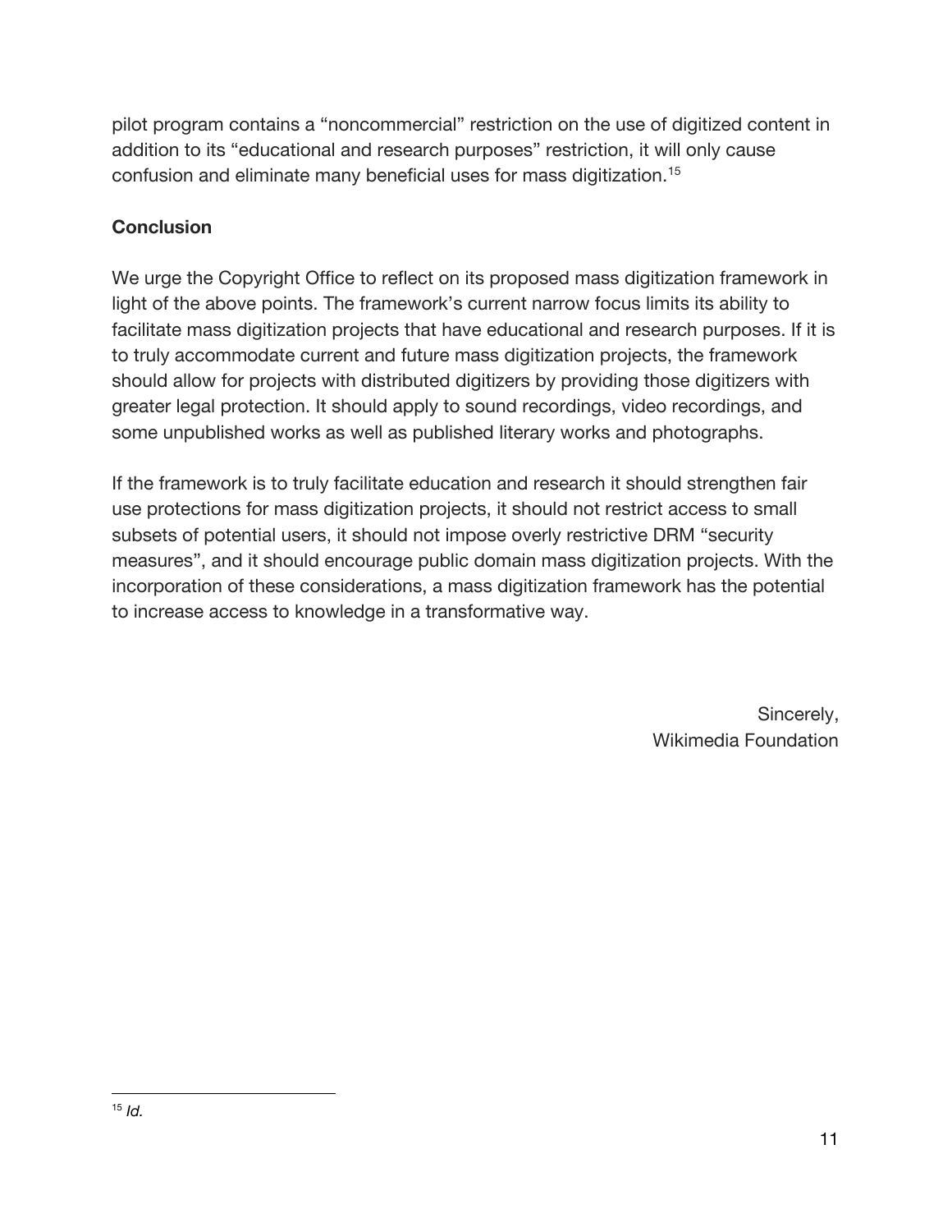pilot program contains a "noncommercial" restriction on the use of digitized content in addition to its "educational and research purposes" restriction, it will only cause confusion and eliminate many beneficial uses for mass digitization.[15]

**Conclusion**

We urge the Copyright Office to reflect on its proposed mass digitization framework in light of the above points. The framework's current narrow focus limits its ability to facilitate mass digitization projects that have educational and research purposes. If it is to truly accommodate current and future mass digitization projects, the framework should allow for projects with distributed digitizers by providing those digitizers with greater legal protection. It should apply to sound recordings, video recordings, and some unpublished works as well as published literary works and photographs.

If the framework is to truly facilitate education and research it should strengthen fair use protections for mass digitization projects, it should not restrict access to small subsets of potential users, it should not impose overly restrictive DRM "security measures", and it should encourage public domain mass digitization projects. With the incorporation of these considerations, a mass digitization framework has the potential to increase access to knowledge in a transformative way.

Sincerely,
Wikimedia Foundation

---

[15] *Id.*